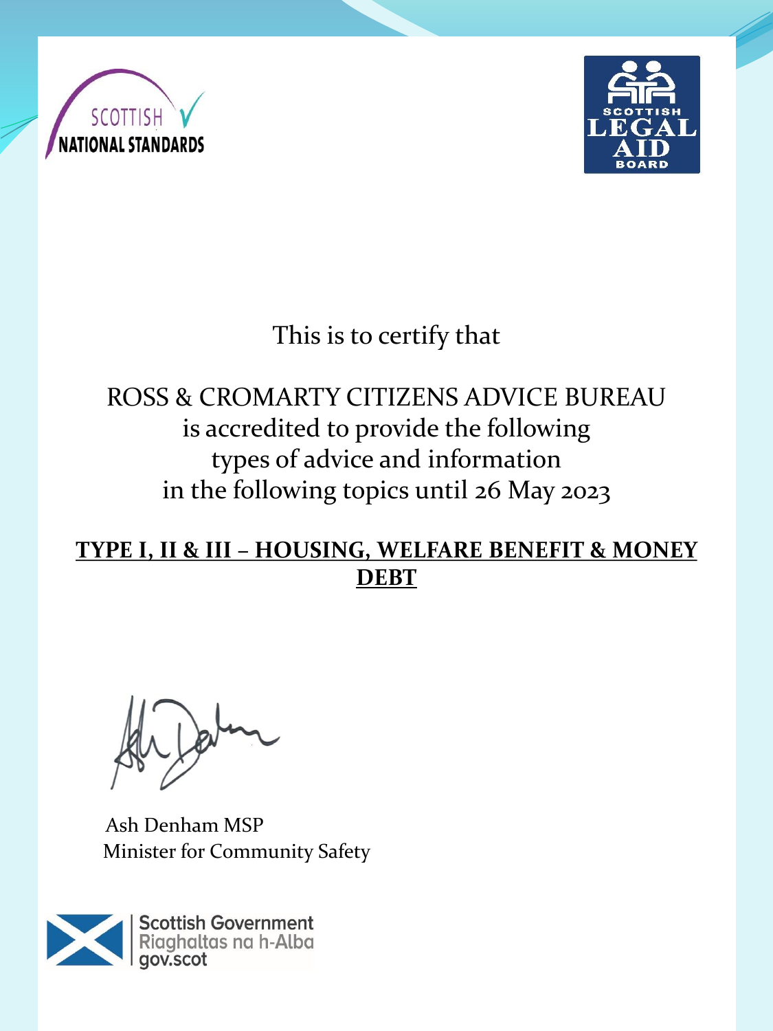SCOTTISH NATIONAL STANDARDS

SCOTTISH LEGAL AID BOARD

This is to certify that

ROSS & CROMARTY CITIZENS ADVICE BUREAU
is accredited to provide the following
types of advice and information
in the following topics until 26 May 2023

**TYPE I, II & III – HOUSING, WELFARE BENEFIT & MONEY DEBT**

Ash Denham MSP
Minister for Community Safety

Scottish Government
Riaghaltas na h-Alba
gov.scot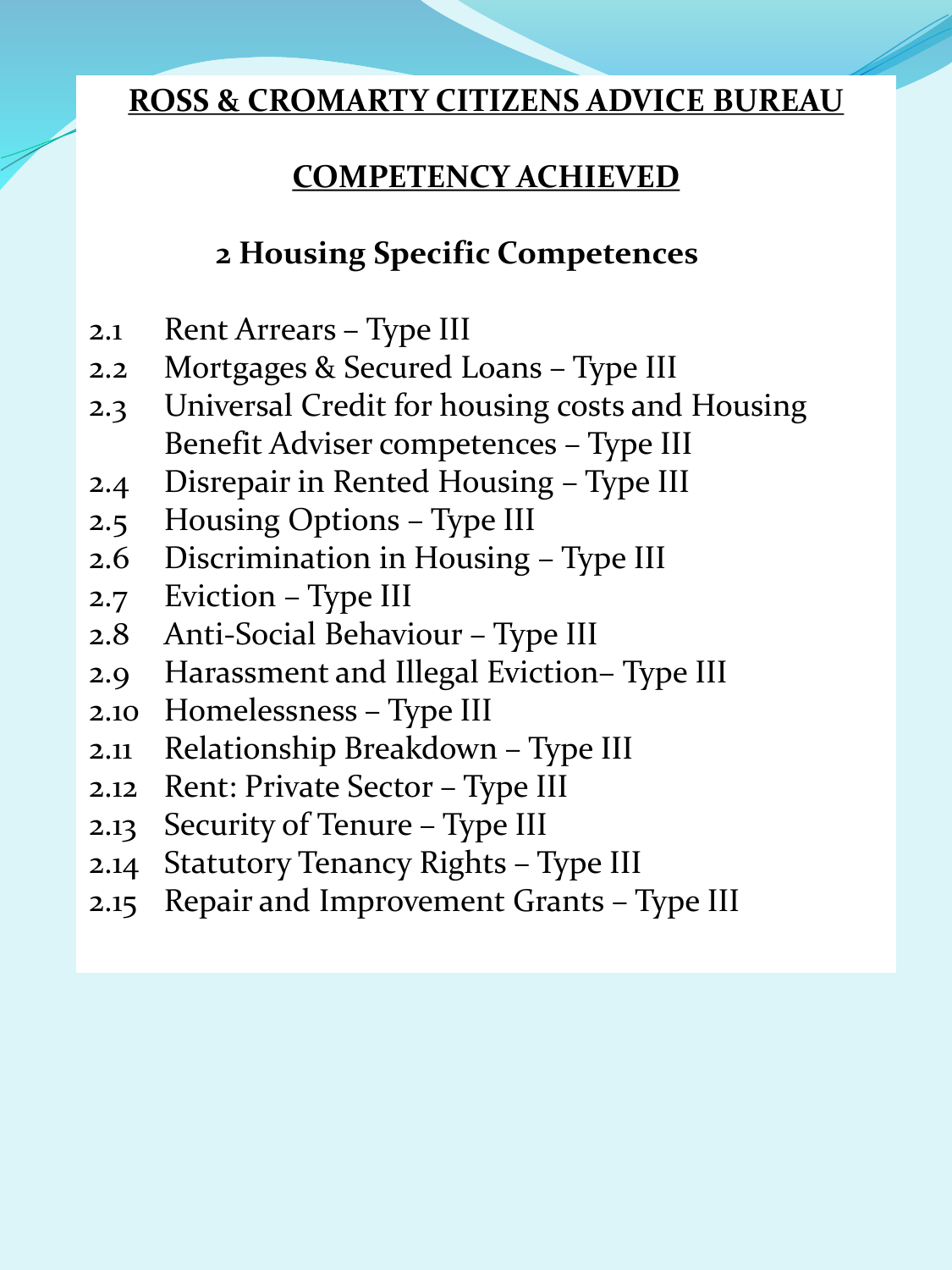**ROSS & CROMARTY CITIZENS ADVICE BUREAU**

**COMPETENCY ACHIEVED**

## 2 Housing Specific Competences

2.1 Rent Arrears – Type III
2.2 Mortgages & Secured Loans – Type III
2.3 Universal Credit for housing costs and Housing Benefit Adviser competences – Type III
2.4 Disrepair in Rented Housing – Type III
2.5 Housing Options – Type III
2.6 Discrimination in Housing – Type III
2.7 Eviction – Type III
2.8 Anti-Social Behaviour – Type III
2.9 Harassment and Illegal Eviction– Type III
2.10 Homelessness – Type III
2.11 Relationship Breakdown – Type III
2.12 Rent: Private Sector – Type III
2.13 Security of Tenure – Type III
2.14 Statutory Tenancy Rights – Type III
2.15 Repair and Improvement Grants – Type III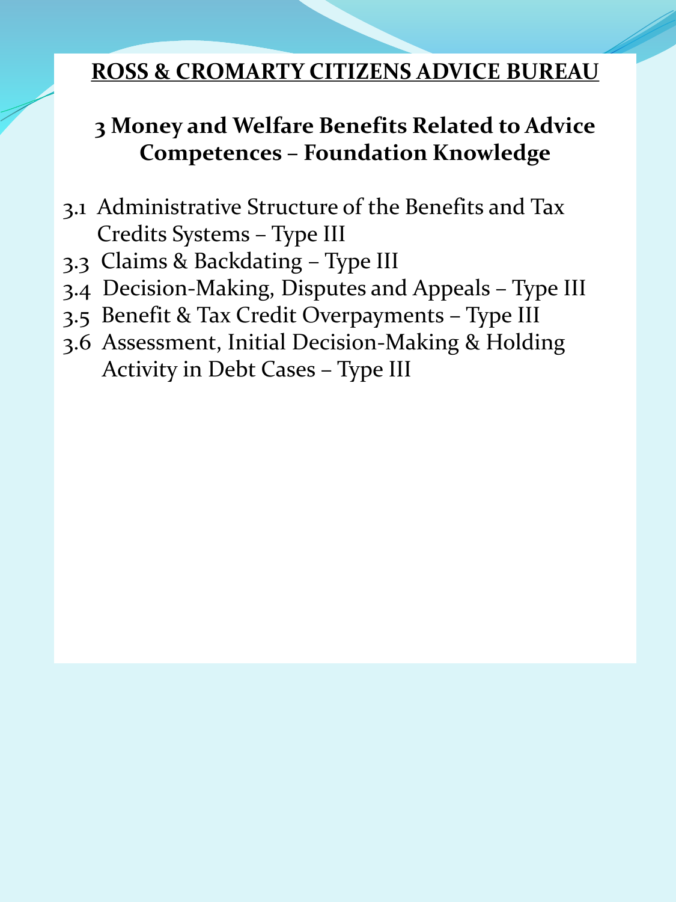**ROSS & CROMARTY CITIZENS ADVICE BUREAU**

## 3 Money and Welfare Benefits Related to Advice Competences – Foundation Knowledge

- 3.1 Administrative Structure of the Benefits and Tax Credits Systems – Type III
- 3.3 Claims & Backdating – Type III
- 3.4 Decision-Making, Disputes and Appeals – Type III
- 3.5 Benefit & Tax Credit Overpayments – Type III
- 3.6 Assessment, Initial Decision-Making & Holding Activity in Debt Cases – Type III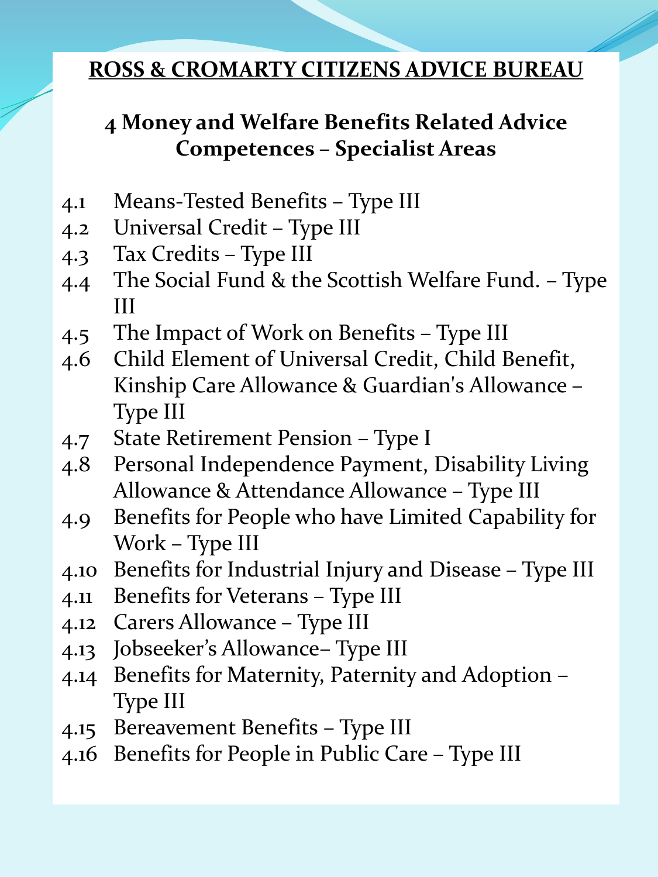# ROSS & CROMARTY CITIZENS ADVICE BUREAU

## 4 Money and Welfare Benefits Related Advice Competences – Specialist Areas

- 4.1 Means-Tested Benefits – Type III
- 4.2 Universal Credit – Type III
- 4.3 Tax Credits – Type III
- 4.4 The Social Fund & the Scottish Welfare Fund. – Type III
- 4.5 The Impact of Work on Benefits – Type III
- 4.6 Child Element of Universal Credit, Child Benefit, Kinship Care Allowance & Guardian's Allowance – Type III
- 4.7 State Retirement Pension – Type I
- 4.8 Personal Independence Payment, Disability Living Allowance & Attendance Allowance – Type III
- 4.9 Benefits for People who have Limited Capability for Work – Type III
- 4.10 Benefits for Industrial Injury and Disease – Type III
- 4.11 Benefits for Veterans – Type III
- 4.12 Carers Allowance – Type III
- 4.13 Jobseeker's Allowance– Type III
- 4.14 Benefits for Maternity, Paternity and Adoption – Type III
- 4.15 Bereavement Benefits – Type III
- 4.16 Benefits for People in Public Care – Type III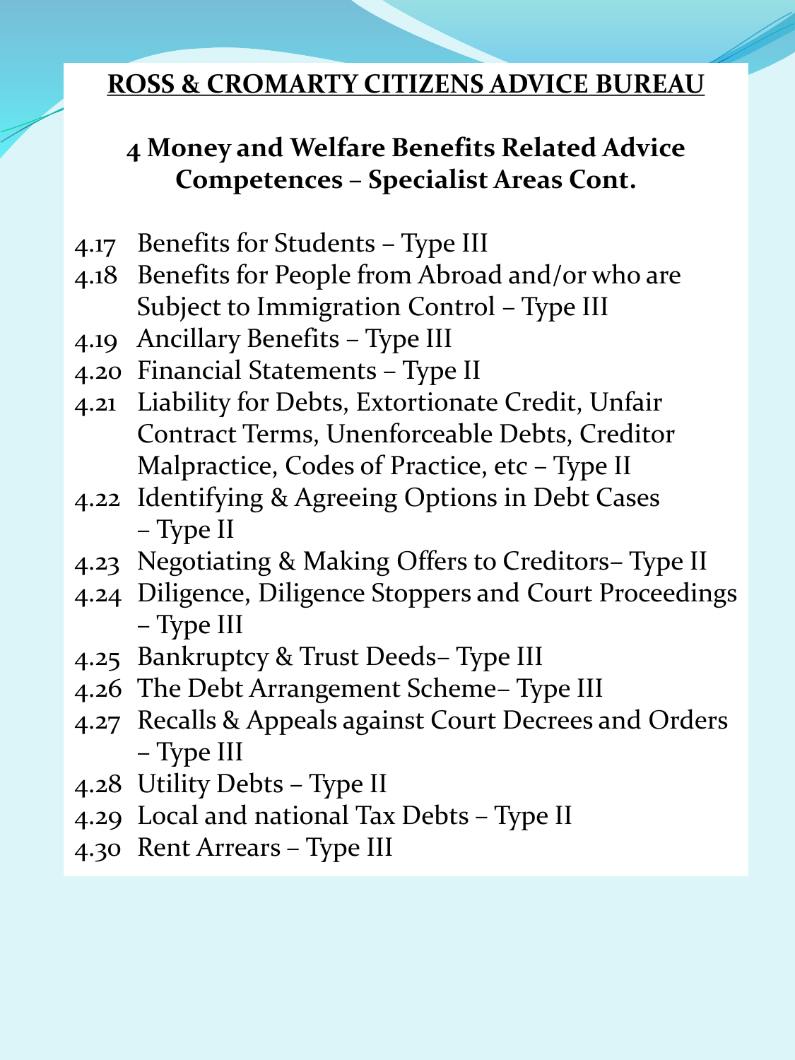**ROSS & CROMARTY CITIZENS ADVICE BUREAU**

## 4 Money and Welfare Benefits Related Advice Competences – Specialist Areas Cont.

- 4.17 Benefits for Students – Type III
- 4.18 Benefits for People from Abroad and/or who are Subject to Immigration Control – Type III
- 4.19 Ancillary Benefits – Type III
- 4.20 Financial Statements – Type II
- 4.21 Liability for Debts, Extortionate Credit, Unfair Contract Terms, Unenforceable Debts, Creditor Malpractice, Codes of Practice, etc – Type II
- 4.22 Identifying & Agreeing Options in Debt Cases – Type II
- 4.23 Negotiating & Making Offers to Creditors– Type II
- 4.24 Diligence, Diligence Stoppers and Court Proceedings – Type III
- 4.25 Bankruptcy & Trust Deeds– Type III
- 4.26 The Debt Arrangement Scheme– Type III
- 4.27 Recalls & Appeals against Court Decrees and Orders – Type III
- 4.28 Utility Debts – Type II
- 4.29 Local and national Tax Debts – Type II
- 4.30 Rent Arrears – Type III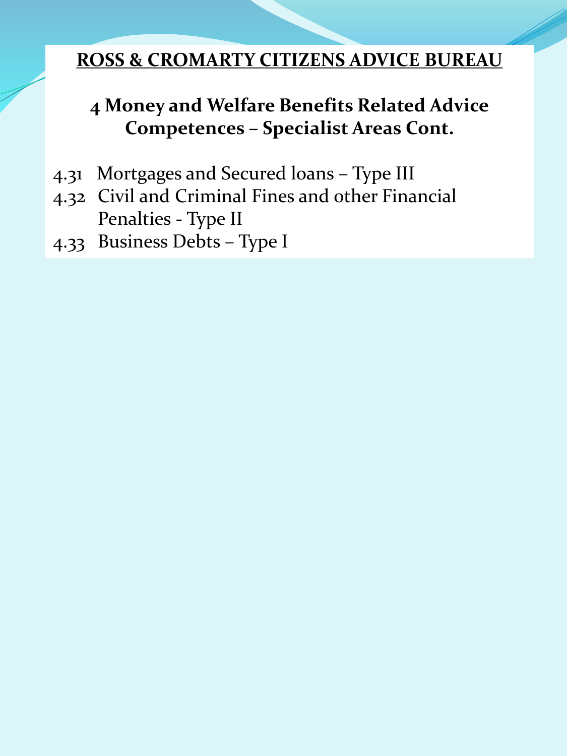## ROSS & CROMARTY CITIZENS ADVICE BUREAU

### 4 Money and Welfare Benefits Related Advice Competences – Specialist Areas Cont.

4.31 Mortgages and Secured loans – Type III

4.32 Civil and Criminal Fines and other Financial Penalties - Type II

4.33 Business Debts – Type I